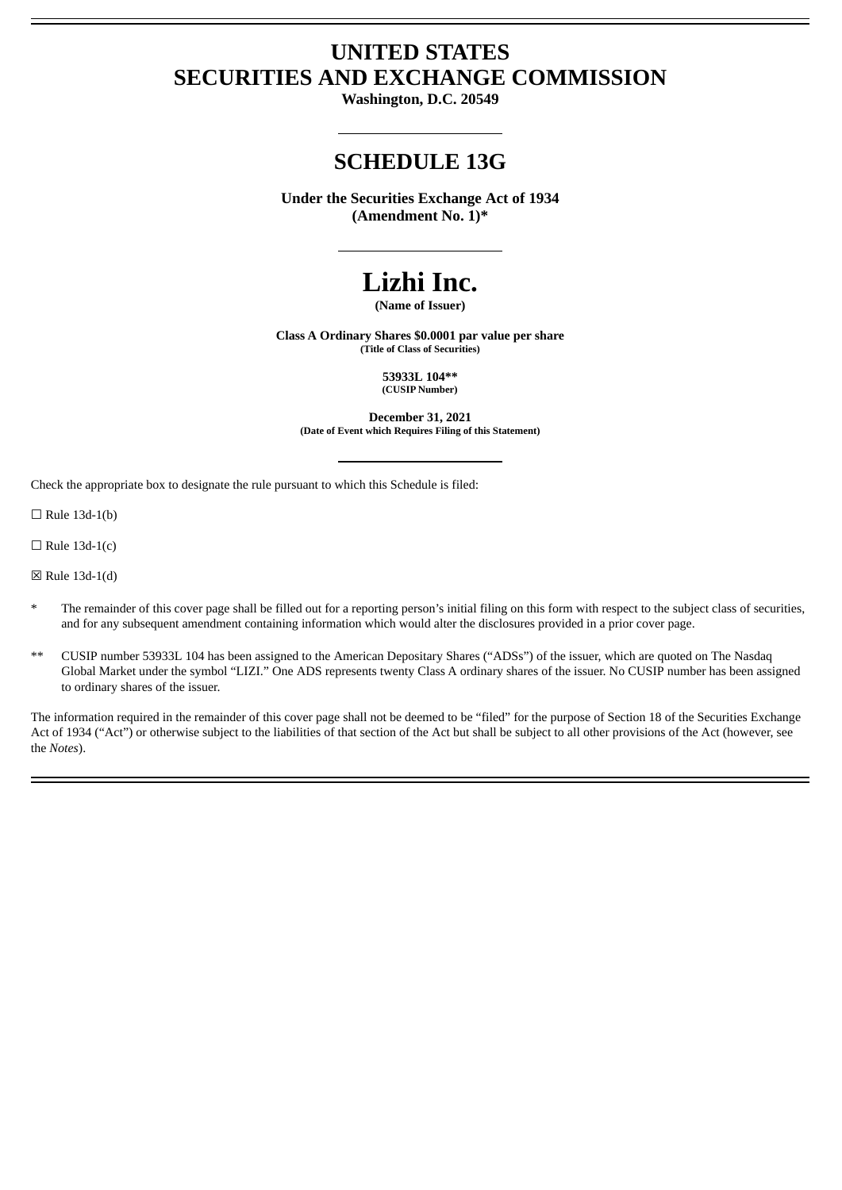# UNITED STATES
# SECURITIES AND EXCHANGE COMMISSION

**Washington, D.C. 20549**

## SCHEDULE 13G

**Under the Securities Exchange Act of 1934**
**(Amendment No. 1)***

# Lizhi Inc.

**(Name of Issuer)**

**Class A Ordinary Shares $0.0001 par value per share**
**(Title of Class of Securities)**

**53933L 104****
**(CUSIP Number)**

**December 31, 2021**
**(Date of Event which Requires Filing of this Statement)**

Check the appropriate box to designate the rule pursuant to which this Schedule is filed:

☐ Rule 13d-1(b)

☐ Rule 13d-1(c)

☒ Rule 13d-1(d)

\* The remainder of this cover page shall be filled out for a reporting person's initial filing on this form with respect to the subject class of securities, and for any subsequent amendment containing information which would alter the disclosures provided in a prior cover page.

** CUSIP number 53933L 104 has been assigned to the American Depositary Shares ("ADSs") of the issuer, which are quoted on The Nasdaq Global Market under the symbol "LIZI." One ADS represents twenty Class A ordinary shares of the issuer. No CUSIP number has been assigned to ordinary shares of the issuer.

The information required in the remainder of this cover page shall not be deemed to be "filed" for the purpose of Section 18 of the Securities Exchange Act of 1934 ("Act") or otherwise subject to the liabilities of that section of the Act but shall be subject to all other provisions of the Act (however, see the *Notes*).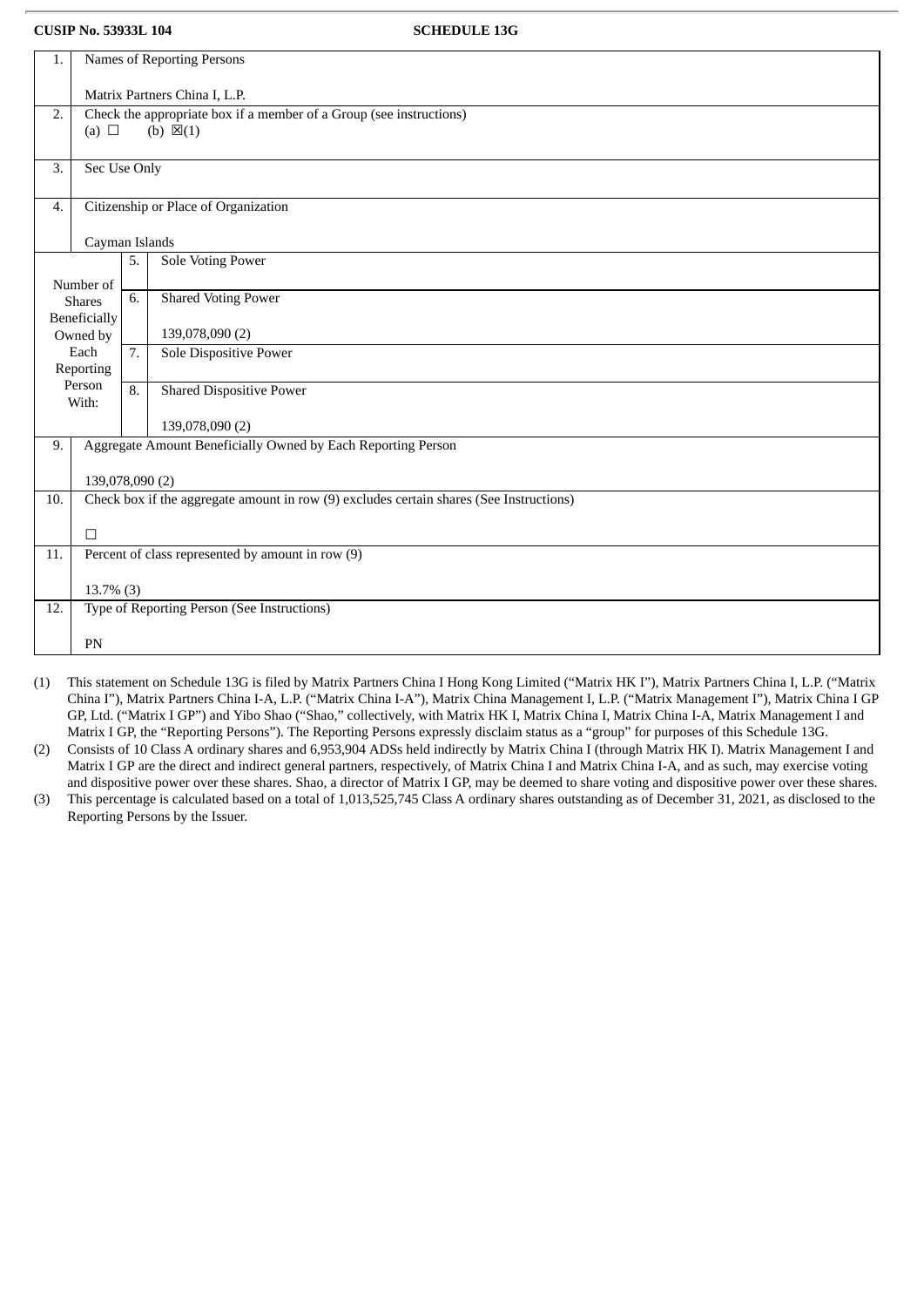**CUSIP No. 53933L 104** **SCHEDULE 13G**

| | | | |
|---|---|---|---|
| 1. | Names of Reporting Persons<br><br>Matrix Partners China I, L.P. | | |
| 2. | Check the appropriate box if a member of a Group (see instructions)<br>(a) ☐ (b) ☒(1) | | |
| 3. | Sec Use Only | | |
| 4. | Citizenship or Place of Organization<br><br>Cayman Islands | | |
| Number of Shares Beneficially Owned by Each Reporting Person With: | 5. | Sole Voting Power | |
| | 6. | Shared Voting Power<br><br>139,078,090 (2) | |
| | 7. | Sole Dispositive Power | |
| | 8. | Shared Dispositive Power<br><br>139,078,090 (2) | |
| 9. | Aggregate Amount Beneficially Owned by Each Reporting Person<br><br>139,078,090 (2) | | |
| 10. | Check box if the aggregate amount in row (9) excludes certain shares (See Instructions)<br><br>☐ | | |
| 11. | Percent of class represented by amount in row (9)<br><br>13.7% (3) | | |
| 12. | Type of Reporting Person (See Instructions)<br><br>PN | | |

(1) This statement on Schedule 13G is filed by Matrix Partners China I Hong Kong Limited ("Matrix HK I"), Matrix Partners China I, L.P. ("Matrix China I"), Matrix Partners China I-A, L.P. ("Matrix China I-A"), Matrix China Management I, L.P. ("Matrix Management I"), Matrix China I GP GP, Ltd. ("Matrix I GP") and Yibo Shao ("Shao," collectively, with Matrix HK I, Matrix China I, Matrix China I-A, Matrix Management I and Matrix I GP, the "Reporting Persons"). The Reporting Persons expressly disclaim status as a "group" for purposes of this Schedule 13G.

(2) Consists of 10 Class A ordinary shares and 6,953,904 ADSs held indirectly by Matrix China I (through Matrix HK I). Matrix Management I and Matrix I GP are the direct and indirect general partners, respectively, of Matrix China I and Matrix China I-A, and as such, may exercise voting and dispositive power over these shares. Shao, a director of Matrix I GP, may be deemed to share voting and dispositive power over these shares.

(3) This percentage is calculated based on a total of 1,013,525,745 Class A ordinary shares outstanding as of December 31, 2021, as disclosed to the Reporting Persons by the Issuer.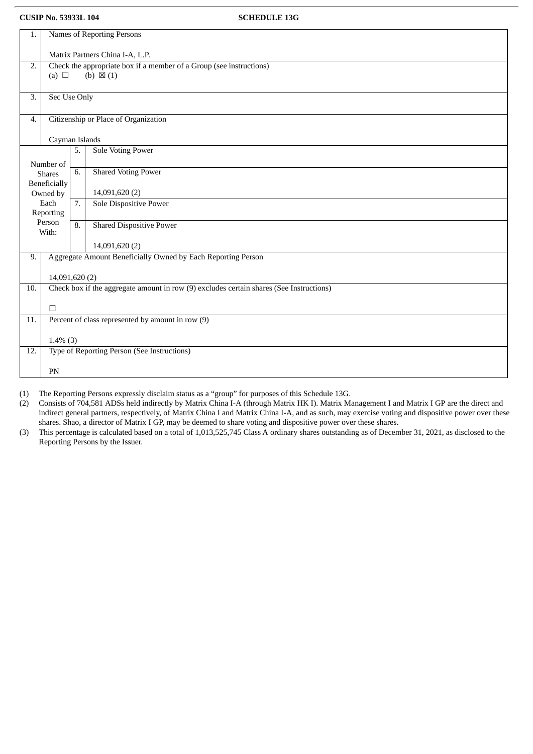**CUSIP No. 53933L 104** **SCHEDULE 13G**

| | | | |
|---|---|---|---|
| 1. | Names of Reporting Persons<br><br>Matrix Partners China I-A, L.P. | | |
| 2. | Check the appropriate box if a member of a Group (see instructions)<br>(a) ☐ (b) ☒ (1) | | |
| 3. | Sec Use Only | | |
| 4. | Citizenship or Place of Organization<br><br>Cayman Islands | | |
| Number of Shares Beneficially Owned by Each Reporting Person With: | 5. | Sole Voting Power | |
| | 6. | Shared Voting Power<br><br>14,091,620 (2) | |
| | 7. | Sole Dispositive Power | |
| | 8. | Shared Dispositive Power<br><br>14,091,620 (2) | |
| 9. | Aggregate Amount Beneficially Owned by Each Reporting Person<br><br>14,091,620 (2) | | |
| 10. | Check box if the aggregate amount in row (9) excludes certain shares (See Instructions)<br><br>☐ | | |
| 11. | Percent of class represented by amount in row (9)<br><br>1.4% (3) | | |
| 12. | Type of Reporting Person (See Instructions)<br><br>PN | | |

(1) The Reporting Persons expressly disclaim status as a "group" for purposes of this Schedule 13G.

(2) Consists of 704,581 ADSs held indirectly by Matrix China I-A (through Matrix HK I). Matrix Management I and Matrix I GP are the direct and indirect general partners, respectively, of Matrix China I and Matrix China I-A, and as such, may exercise voting and dispositive power over these shares. Shao, a director of Matrix I GP, may be deemed to share voting and dispositive power over these shares.

(3) This percentage is calculated based on a total of 1,013,525,745 Class A ordinary shares outstanding as of December 31, 2021, as disclosed to the Reporting Persons by the Issuer.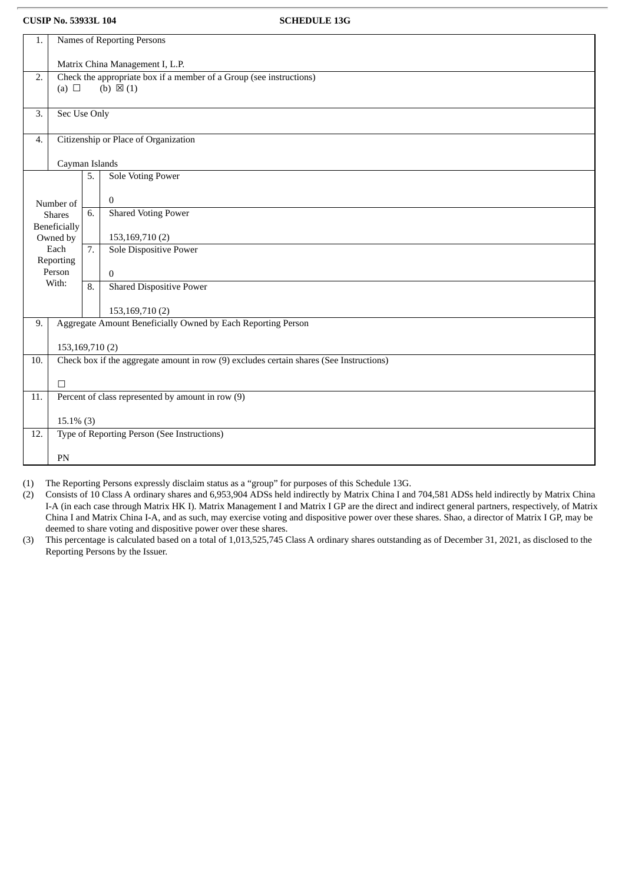**CUSIP No. 53933L 104** **SCHEDULE 13G**

| | | | |
|---|---|---|---|
| 1. | Names of Reporting Persons<br><br>Matrix China Management I, L.P. | | |
| 2. | Check the appropriate box if a member of a Group (see instructions)<br>(a) ☐ (b) ☒ (1) | | |
| 3. | Sec Use Only | | |
| 4. | Citizenship or Place of Organization<br><br>Cayman Islands | | |
| Number of Shares Beneficially Owned by Each Reporting Person With: | 5. | Sole Voting Power<br><br>0 | |
| | 6. | Shared Voting Power<br><br>153,169,710 (2) | |
| | 7. | Sole Dispositive Power<br><br>0 | |
| | 8. | Shared Dispositive Power<br><br>153,169,710 (2) | |
| 9. | Aggregate Amount Beneficially Owned by Each Reporting Person<br><br>153,169,710 (2) | | |
| 10. | Check box if the aggregate amount in row (9) excludes certain shares (See Instructions)<br><br>☐ | | |
| 11. | Percent of class represented by amount in row (9)<br><br>15.1% (3) | | |
| 12. | Type of Reporting Person (See Instructions)<br><br>PN | | |

(1) The Reporting Persons expressly disclaim status as a "group" for purposes of this Schedule 13G.

(2) Consists of 10 Class A ordinary shares and 6,953,904 ADSs held indirectly by Matrix China I and 704,581 ADSs held indirectly by Matrix China I-A (in each case through Matrix HK I). Matrix Management I and Matrix I GP are the direct and indirect general partners, respectively, of Matrix China I and Matrix China I-A, and as such, may exercise voting and dispositive power over these shares. Shao, a director of Matrix I GP, may be deemed to share voting and dispositive power over these shares.

(3) This percentage is calculated based on a total of 1,013,525,745 Class A ordinary shares outstanding as of December 31, 2021, as disclosed to the Reporting Persons by the Issuer.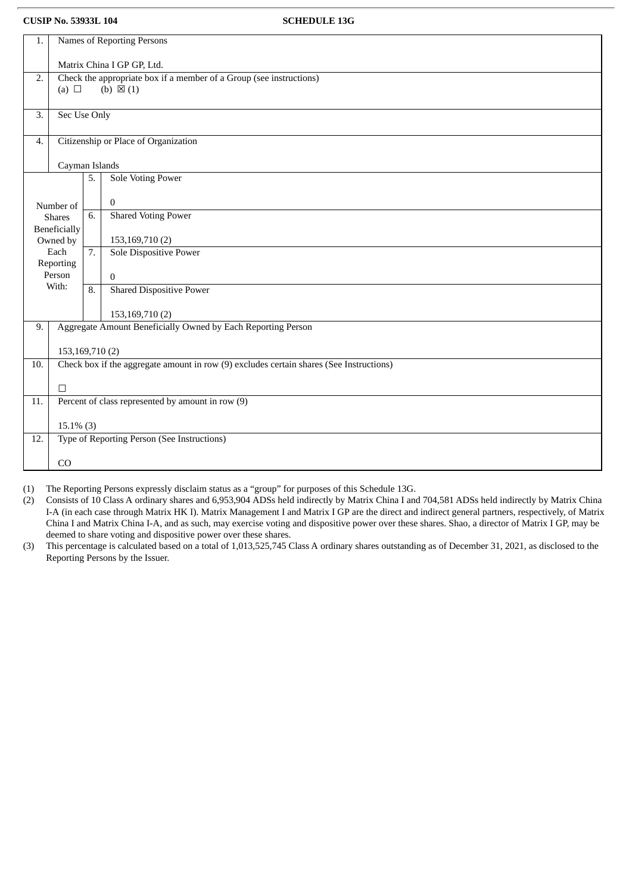**CUSIP No. 53933L 104** **SCHEDULE 13G**

| | | | |
|---|---|---|---|
| 1. | Names of Reporting Persons<br><br>Matrix China I GP GP, Ltd. | | |
| 2. | Check the appropriate box if a member of a Group (see instructions)<br>(a) ☐ (b) ☒ (1) | | |
| 3. | Sec Use Only | | |
| 4. | Citizenship or Place of Organization<br><br>Cayman Islands | | |
| Number of Shares Beneficially Owned by Each Reporting Person With: | 5. | Sole Voting Power<br><br>0 | |
| | 6. | Shared Voting Power<br><br>153,169,710 (2) | |
| | 7. | Sole Dispositive Power<br><br>0 | |
| | 8. | Shared Dispositive Power<br><br>153,169,710 (2) | |
| 9. | Aggregate Amount Beneficially Owned by Each Reporting Person<br><br>153,169,710 (2) | | |
| 10. | Check box if the aggregate amount in row (9) excludes certain shares (See Instructions)<br><br>☐ | | |
| 11. | Percent of class represented by amount in row (9)<br><br>15.1% (3) | | |
| 12. | Type of Reporting Person (See Instructions)<br><br>CO | | |

(1) The Reporting Persons expressly disclaim status as a "group" for purposes of this Schedule 13G.

(2) Consists of 10 Class A ordinary shares and 6,953,904 ADSs held indirectly by Matrix China I and 704,581 ADSs held indirectly by Matrix China I-A (in each case through Matrix HK I). Matrix Management I and Matrix I GP are the direct and indirect general partners, respectively, of Matrix China I and Matrix China I-A, and as such, may exercise voting and dispositive power over these shares. Shao, a director of Matrix I GP, may be deemed to share voting and dispositive power over these shares.

(3) This percentage is calculated based on a total of 1,013,525,745 Class A ordinary shares outstanding as of December 31, 2021, as disclosed to the Reporting Persons by the Issuer.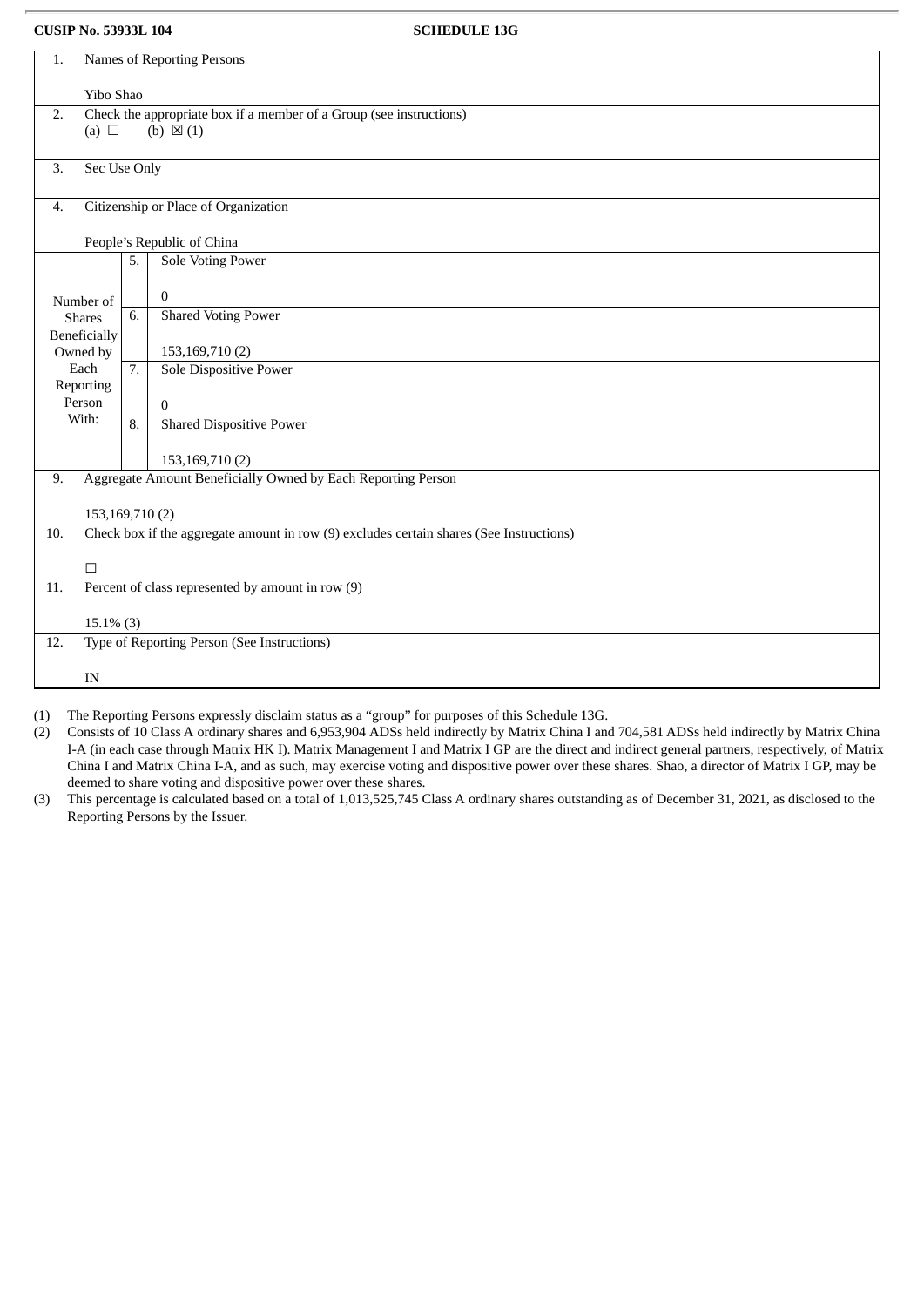**CUSIP No. 53933L 104** **SCHEDULE 13G**

| | | | |
|---|---|---|---|
| 1. | Names of Reporting Persons<br><br>Yibo Shao | | |
| 2. | Check the appropriate box if a member of a Group (see instructions)<br>(a) ☐ (b) ☒ (1) | | |
| 3. | Sec Use Only | | |
| 4. | Citizenship or Place of Organization<br><br>People's Republic of China | | |
| Number of Shares Beneficially Owned by Each Reporting Person With: | 5. | Sole Voting Power<br><br>0 | |
| | 6. | Shared Voting Power<br><br>153,169,710 (2) | |
| | 7. | Sole Dispositive Power<br><br>0 | |
| | 8. | Shared Dispositive Power<br><br>153,169,710 (2) | |
| 9. | Aggregate Amount Beneficially Owned by Each Reporting Person<br><br>153,169,710 (2) | | |
| 10. | Check box if the aggregate amount in row (9) excludes certain shares (See Instructions)<br><br>☐ | | |
| 11. | Percent of class represented by amount in row (9)<br><br>15.1% (3) | | |
| 12. | Type of Reporting Person (See Instructions)<br><br>IN | | |

(1) The Reporting Persons expressly disclaim status as a "group" for purposes of this Schedule 13G.

(2) Consists of 10 Class A ordinary shares and 6,953,904 ADSs held indirectly by Matrix China I and 704,581 ADSs held indirectly by Matrix China I-A (in each case through Matrix HK I). Matrix Management I and Matrix I GP are the direct and indirect general partners, respectively, of Matrix China I and Matrix China I-A, and as such, may exercise voting and dispositive power over these shares. Shao, a director of Matrix I GP, may be deemed to share voting and dispositive power over these shares.

(3) This percentage is calculated based on a total of 1,013,525,745 Class A ordinary shares outstanding as of December 31, 2021, as disclosed to the Reporting Persons by the Issuer.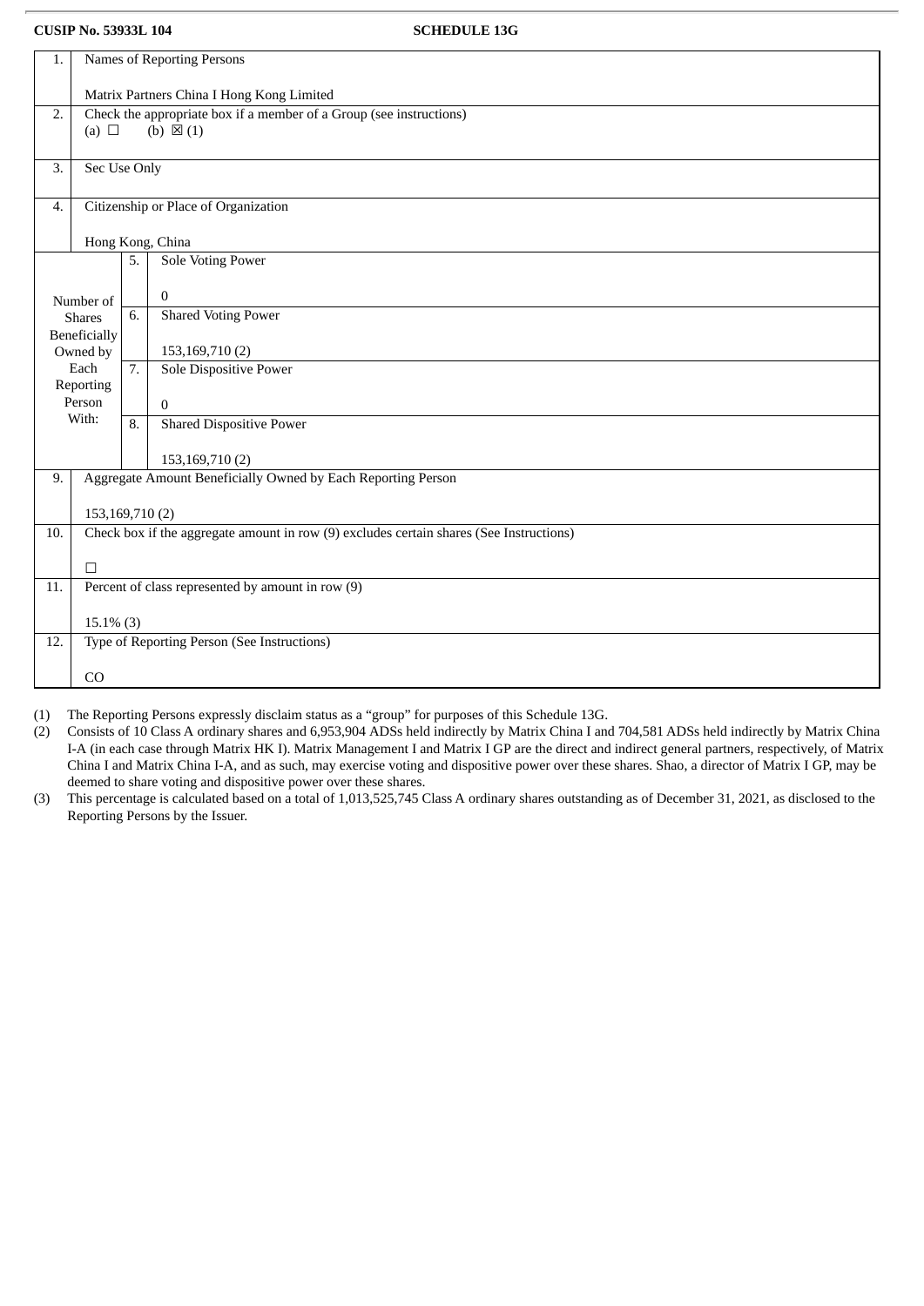**CUSIP No. 53933L 104** **SCHEDULE 13G**

| | | | |
|---|---|---|---|
| 1. | Names of Reporting Persons<br><br>Matrix Partners China I Hong Kong Limited | | |
| 2. | Check the appropriate box if a member of a Group (see instructions)<br>(a) ☐ (b) ☒ (1) | | |
| 3. | Sec Use Only | | |
| 4. | Citizenship or Place of Organization<br><br>Hong Kong, China | | |
| Number of Shares Beneficially Owned by Each Reporting Person With: | 5. | Sole Voting Power<br><br>0 | |
| | 6. | Shared Voting Power<br><br>153,169,710 (2) | |
| | 7. | Sole Dispositive Power<br><br>0 | |
| | 8. | Shared Dispositive Power<br><br>153,169,710 (2) | |
| 9. | Aggregate Amount Beneficially Owned by Each Reporting Person<br><br>153,169,710 (2) | | |
| 10. | Check box if the aggregate amount in row (9) excludes certain shares (See Instructions)<br><br>☐ | | |
| 11. | Percent of class represented by amount in row (9)<br><br>15.1% (3) | | |
| 12. | Type of Reporting Person (See Instructions)<br><br>CO | | |

(1) The Reporting Persons expressly disclaim status as a "group" for purposes of this Schedule 13G.

(2) Consists of 10 Class A ordinary shares and 6,953,904 ADSs held indirectly by Matrix China I and 704,581 ADSs held indirectly by Matrix China I-A (in each case through Matrix HK I). Matrix Management I and Matrix I GP are the direct and indirect general partners, respectively, of Matrix China I and Matrix China I-A, and as such, may exercise voting and dispositive power over these shares. Shao, a director of Matrix I GP, may be deemed to share voting and dispositive power over these shares.

(3) This percentage is calculated based on a total of 1,013,525,745 Class A ordinary shares outstanding as of December 31, 2021, as disclosed to the Reporting Persons by the Issuer.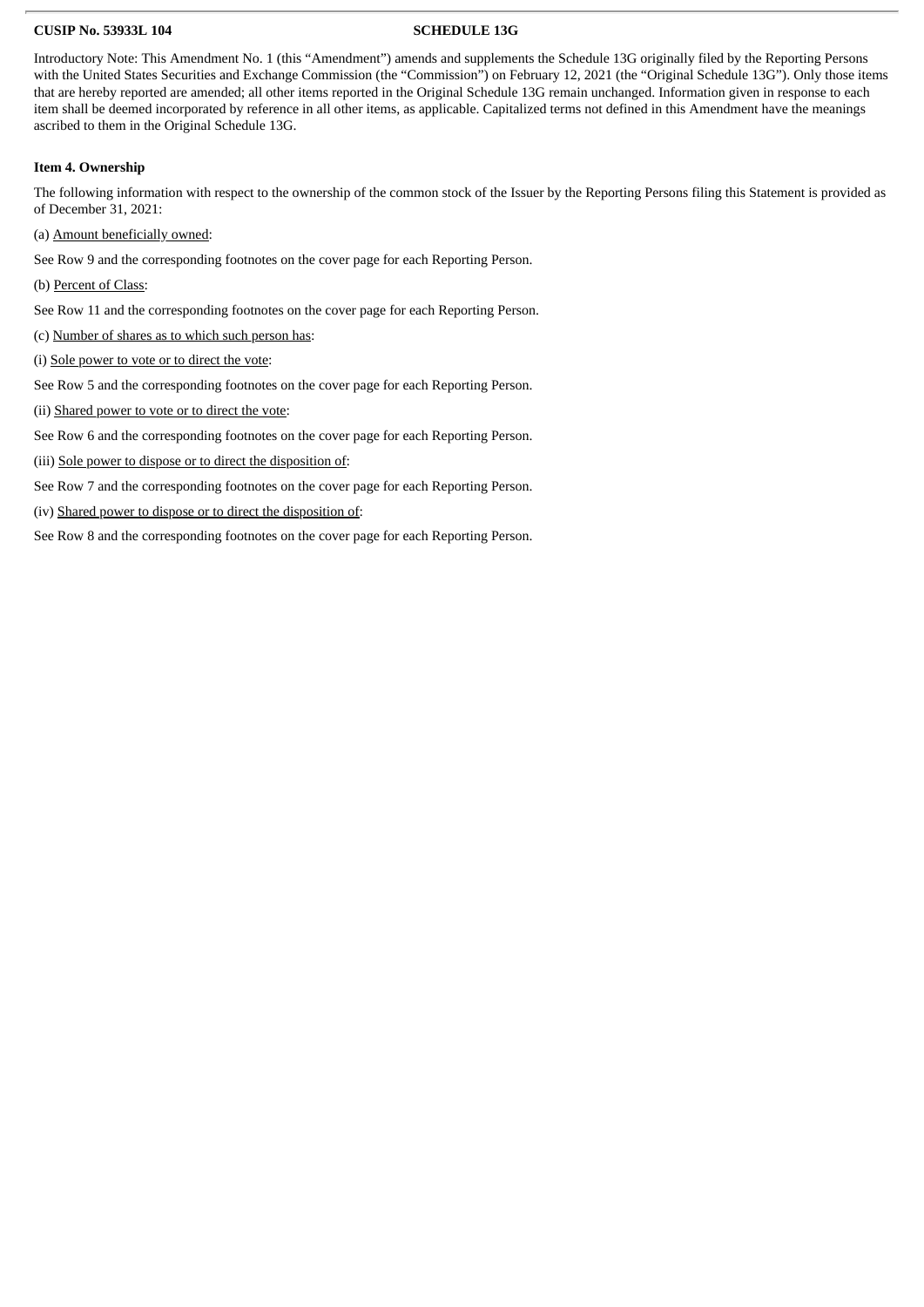**CUSIP No. 53933L 104** **SCHEDULE 13G**

Introductory Note: This Amendment No. 1 (this "Amendment") amends and supplements the Schedule 13G originally filed by the Reporting Persons with the United States Securities and Exchange Commission (the "Commission") on February 12, 2021 (the "Original Schedule 13G"). Only those items that are hereby reported are amended; all other items reported in the Original Schedule 13G remain unchanged. Information given in response to each item shall be deemed incorporated by reference in all other items, as applicable. Capitalized terms not defined in this Amendment have the meanings ascribed to them in the Original Schedule 13G.

**Item 4. Ownership**

The following information with respect to the ownership of the common stock of the Issuer by the Reporting Persons filing this Statement is provided as of December 31, 2021:

(a) Amount beneficially owned:

See Row 9 and the corresponding footnotes on the cover page for each Reporting Person.

(b) Percent of Class:

See Row 11 and the corresponding footnotes on the cover page for each Reporting Person.

(c) Number of shares as to which such person has:

(i) Sole power to vote or to direct the vote:

See Row 5 and the corresponding footnotes on the cover page for each Reporting Person.

(ii) Shared power to vote or to direct the vote:

See Row 6 and the corresponding footnotes on the cover page for each Reporting Person.

(iii) Sole power to dispose or to direct the disposition of:

See Row 7 and the corresponding footnotes on the cover page for each Reporting Person.

(iv) Shared power to dispose or to direct the disposition of:

See Row 8 and the corresponding footnotes on the cover page for each Reporting Person.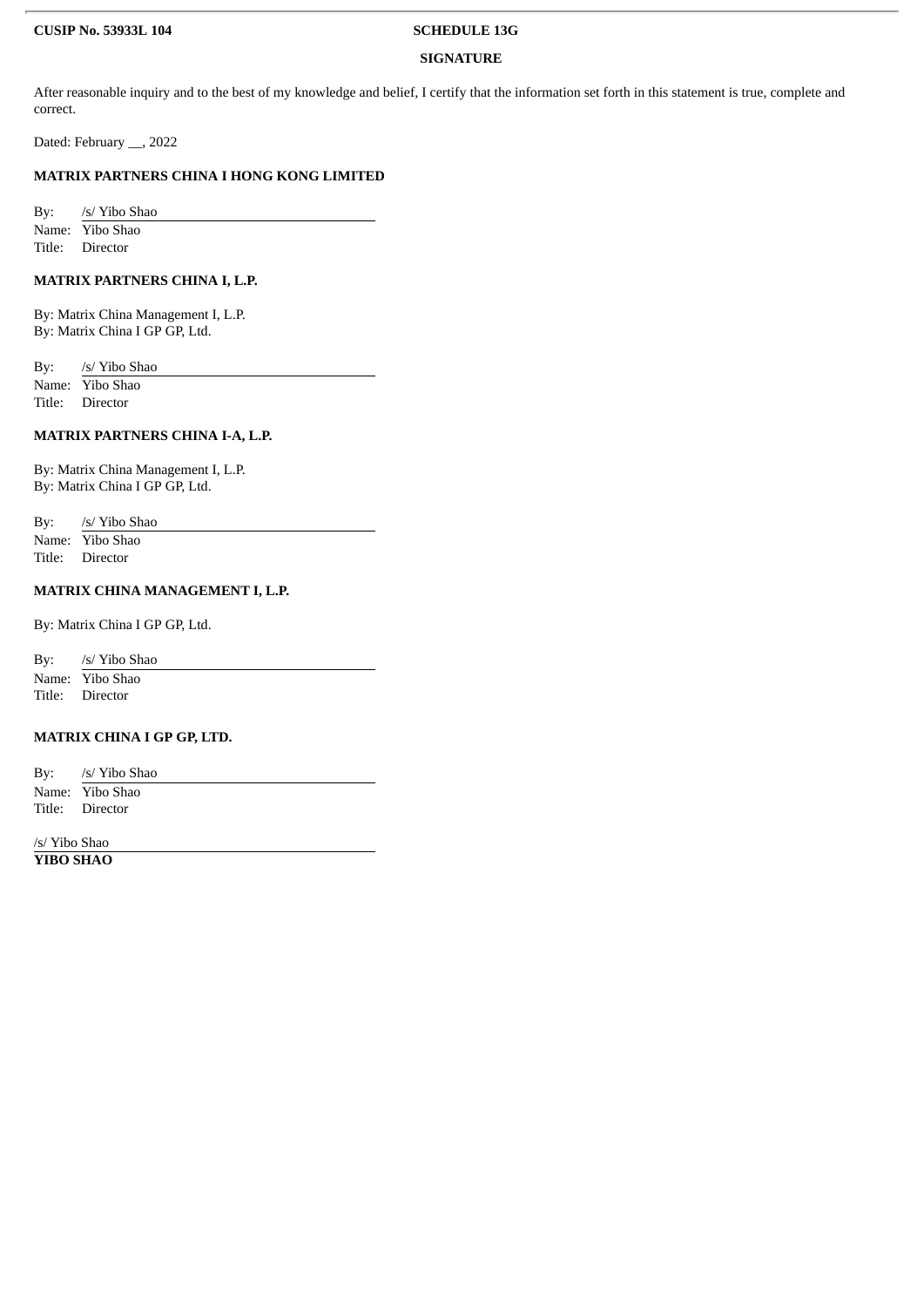CUSIP No. 53933L 104 SCHEDULE 13G

**SIGNATURE**

After reasonable inquiry and to the best of my knowledge and belief, I certify that the information set forth in this statement is true, complete and correct.

Dated: February __, 2022

**MATRIX PARTNERS CHINA I HONG KONG LIMITED**

By: /s/ Yibo Shao
Name: Yibo Shao
Title: Director

**MATRIX PARTNERS CHINA I, L.P.**

By: Matrix China Management I, L.P.
By: Matrix China I GP GP, Ltd.

By: /s/ Yibo Shao
Name: Yibo Shao
Title: Director

**MATRIX PARTNERS CHINA I-A, L.P.**

By: Matrix China Management I, L.P.
By: Matrix China I GP GP, Ltd.

By: /s/ Yibo Shao
Name: Yibo Shao
Title: Director

**MATRIX CHINA MANAGEMENT I, L.P.**

By: Matrix China I GP GP, Ltd.

By: /s/ Yibo Shao
Name: Yibo Shao
Title: Director

**MATRIX CHINA I GP GP, LTD.**

By: /s/ Yibo Shao
Name: Yibo Shao
Title: Director

/s/ Yibo Shao
**YIBO SHAO**